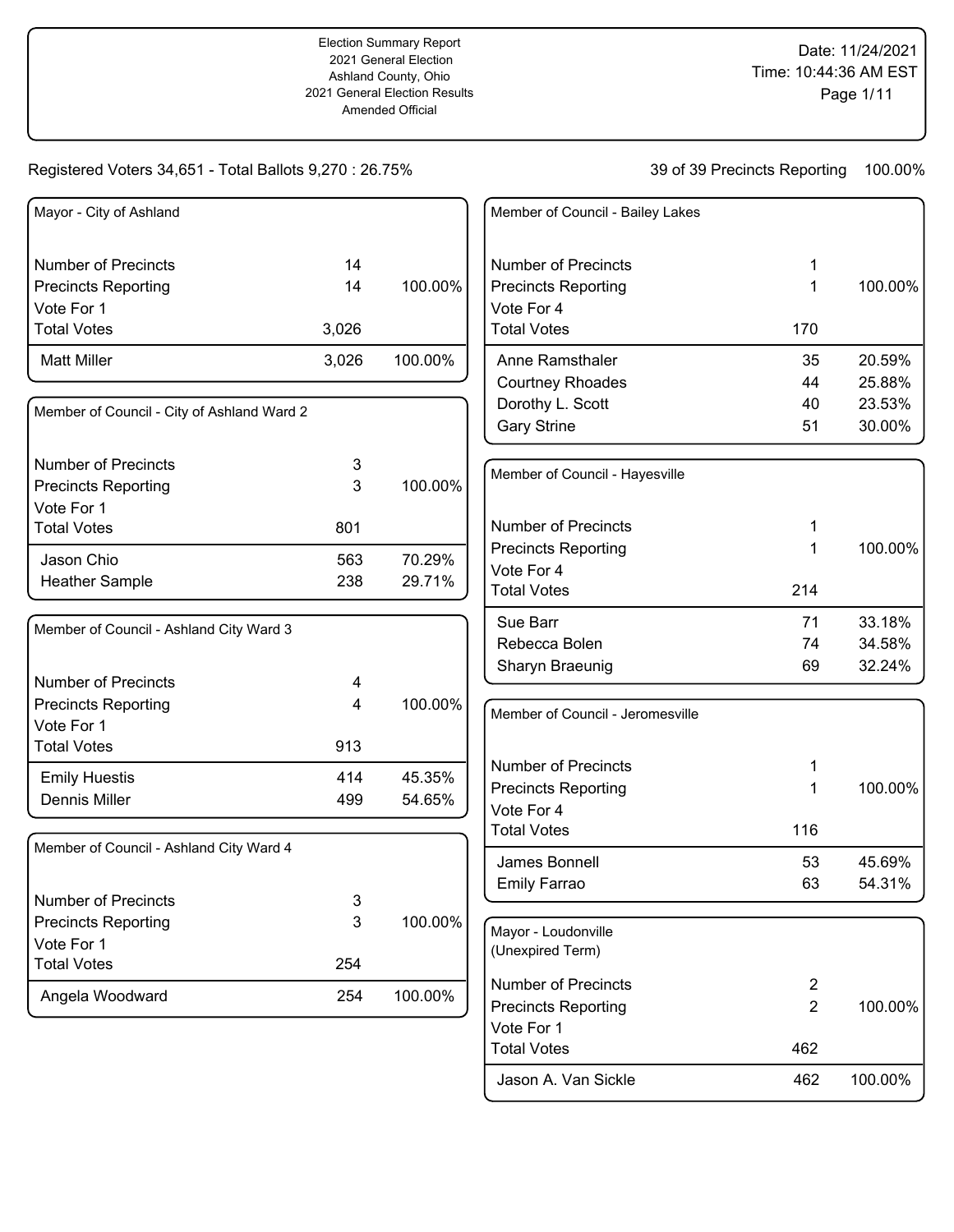Election Summary Report
2021 General Election
Ashland County, Ohio
2021 General Election Results
Amended Official

Date: 11/24/2021
Time: 10:44:36 AM EST

Registered Voters 34,651 - Total Ballots 9,270 : 26.75%

39 of 39 Precincts Reporting 100.00%

## Mayor - City of Ashland

| | | |
|---|---|---|
| Number of Precincts | 14 | |
| Precincts Reporting | 14 | 100.00% |
| Vote For 1 | | |
| Total Votes | 3,026 | |
| Matt Miller | 3,026 | 100.00% |

## Member of Council - City of Ashland Ward 2

| | | |
|---|---|---|
| Number of Precincts | 3 | |
| Precincts Reporting | 3 | 100.00% |
| Vote For 1 | | |
| Total Votes | 801 | |
| Jason Chio | 563 | 70.29% |
| Heather Sample | 238 | 29.71% |

## Member of Council - Ashland City Ward 3

| | | |
|---|---|---|
| Number of Precincts | 4 | |
| Precincts Reporting | 4 | 100.00% |
| Vote For 1 | | |
| Total Votes | 913 | |
| Emily Huestis | 414 | 45.35% |
| Dennis Miller | 499 | 54.65% |

## Member of Council - Ashland City Ward 4

| | | |
|---|---|---|
| Number of Precincts | 3 | |
| Precincts Reporting | 3 | 100.00% |
| Vote For 1 | | |
| Total Votes | 254 | |
| Angela Woodward | 254 | 100.00% |

## Member of Council - Bailey Lakes

| | | |
|---|---|---|
| Number of Precincts | 1 | |
| Precincts Reporting | 1 | 100.00% |
| Vote For 4 | | |
| Total Votes | 170 | |
| Anne Ramsthaler | 35 | 20.59% |
| Courtney Rhoades | 44 | 25.88% |
| Dorothy L. Scott | 40 | 23.53% |
| Gary Strine | 51 | 30.00% |

## Member of Council - Hayesville

| | | |
|---|---|---|
| Number of Precincts | 1 | |
| Precincts Reporting | 1 | 100.00% |
| Vote For 4 | | |
| Total Votes | 214 | |
| Sue Barr | 71 | 33.18% |
| Rebecca Bolen | 74 | 34.58% |
| Sharyn Braeunig | 69 | 32.24% |

## Member of Council - Jeromesville

| | | |
|---|---|---|
| Number of Precincts | 1 | |
| Precincts Reporting | 1 | 100.00% |
| Vote For 4 | | |
| Total Votes | 116 | |
| James Bonnell | 53 | 45.69% |
| Emily Farrao | 63 | 54.31% |

## Mayor - Loudonville (Unexpired Term)

| | | |
|---|---|---|
| Number of Precincts | 2 | |
| Precincts Reporting | 2 | 100.00% |
| Vote For 1 | | |
| Total Votes | 462 | |
| Jason A. Van Sickle | 462 | 100.00% |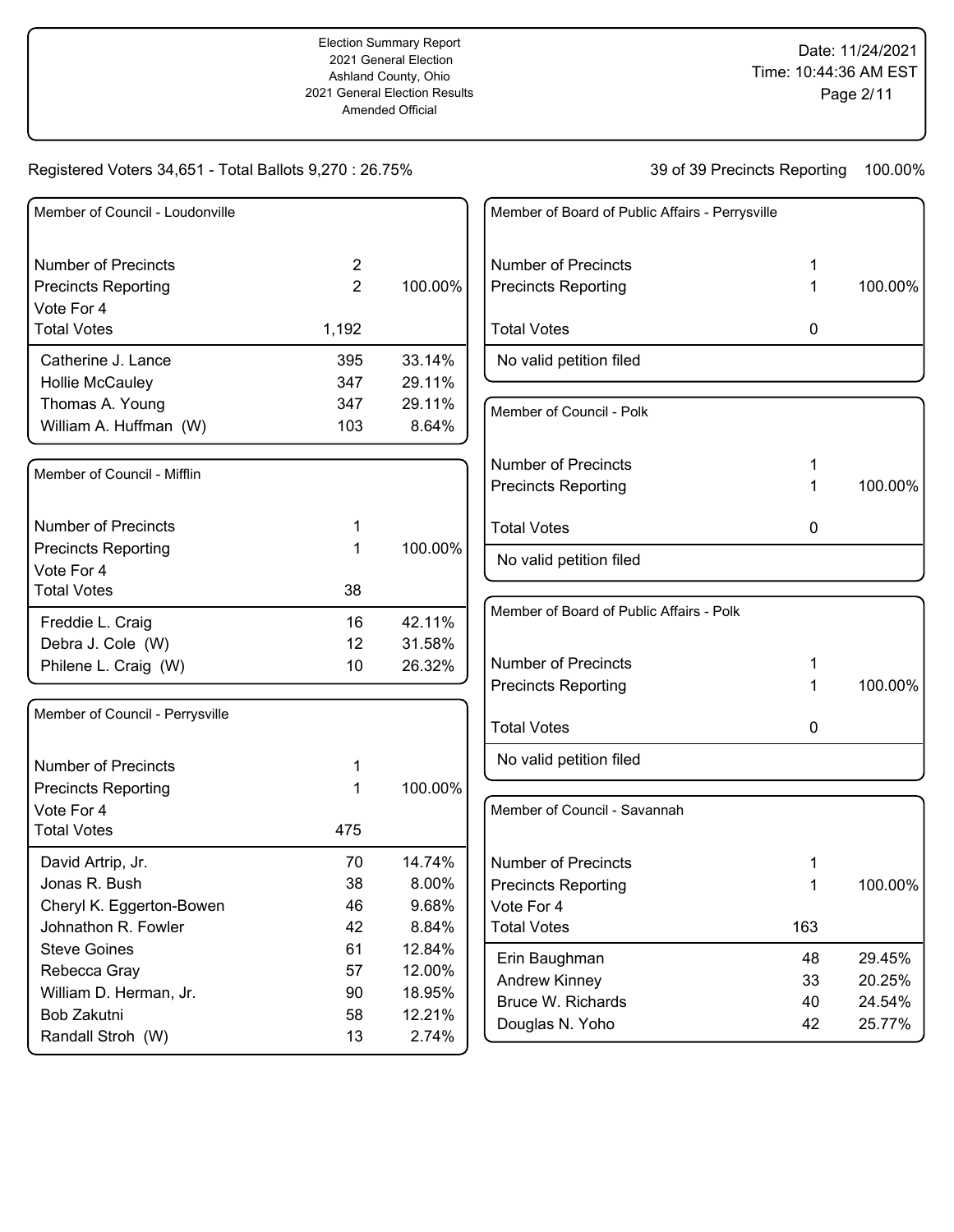Registered Voters 34,651 - Total Ballots 9,270 : 26.75%

39 of 39 Precincts Reporting 100.00%

### Member of Council - Loudonville

| | | |
|---|---|---|
| Number of Precincts | 2 | |
| Precincts Reporting | 2 | 100.00% |
| Vote For 4 | | |
| Total Votes | 1,192 | |
| Catherine J. Lance | 395 | 33.14% |
| Hollie McCauley | 347 | 29.11% |
| Thomas A. Young | 347 | 29.11% |
| William A. Huffman (W) | 103 | 8.64% |

### Member of Council - Mifflin

| | | |
|---|---|---|
| Number of Precincts | 1 | |
| Precincts Reporting | 1 | 100.00% |
| Vote For 4 | | |
| Total Votes | 38 | |
| Freddie L. Craig | 16 | 42.11% |
| Debra J. Cole (W) | 12 | 31.58% |
| Philene L. Craig (W) | 10 | 26.32% |

### Member of Council - Perrysville

| | | |
|---|---|---|
| Number of Precincts | 1 | |
| Precincts Reporting | 1 | 100.00% |
| Vote For 4 | | |
| Total Votes | 475 | |
| David Artrip, Jr. | 70 | 14.74% |
| Jonas R. Bush | 38 | 8.00% |
| Cheryl K. Eggerton-Bowen | 46 | 9.68% |
| Johnathon R. Fowler | 42 | 8.84% |
| Steve Goines | 61 | 12.84% |
| Rebecca Gray | 57 | 12.00% |
| William D. Herman, Jr. | 90 | 18.95% |
| Bob Zakutni | 58 | 12.21% |
| Randall Stroh (W) | 13 | 2.74% |

### Member of Board of Public Affairs - Perrysville

| | | |
|---|---|---|
| Number of Precincts | 1 | |
| Precincts Reporting | 1 | 100.00% |
| Total Votes | 0 | |
| No valid petition filed | | |

### Member of Council - Polk

| | | |
|---|---|---|
| Number of Precincts | 1 | |
| Precincts Reporting | 1 | 100.00% |
| Total Votes | 0 | |
| No valid petition filed | | |

### Member of Board of Public Affairs - Polk

| | | |
|---|---|---|
| Number of Precincts | 1 | |
| Precincts Reporting | 1 | 100.00% |
| Total Votes | 0 | |
| No valid petition filed | | |

### Member of Council - Savannah

| | | |
|---|---|---|
| Number of Precincts | 1 | |
| Precincts Reporting | 1 | 100.00% |
| Vote For 4 | | |
| Total Votes | 163 | |
| Erin Baughman | 48 | 29.45% |
| Andrew Kinney | 33 | 20.25% |
| Bruce W. Richards | 40 | 24.54% |
| Douglas N. Yoho | 42 | 25.77% |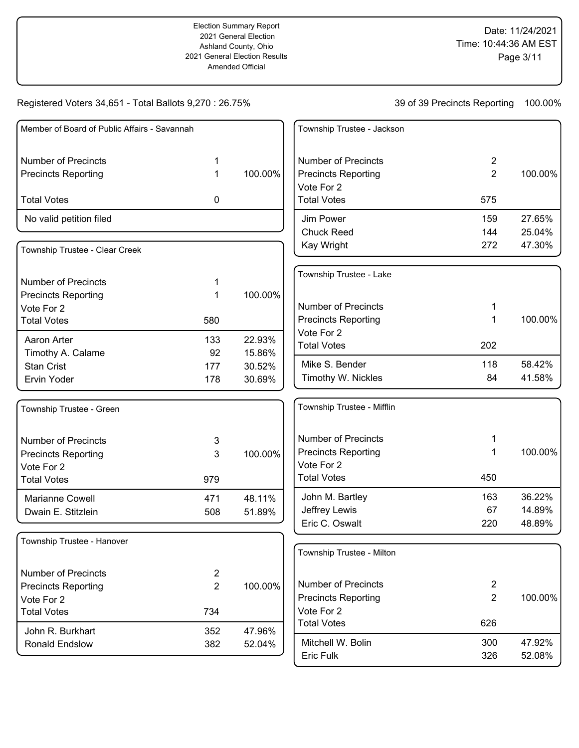Election Summary Report
2021 General Election
Ashland County, Ohio
2021 General Election Results
Amended Official

Date: 11/24/2021
Time: 10:44:36 AM EST

Registered Voters 34,651 - Total Ballots 9,270 : 26.75%

39 of 39 Precincts Reporting 100.00%

### Member of Board of Public Affairs - Savannah

| | | |
|---|---|---|
| Number of Precincts | 1 | |
| Precincts Reporting | 1 | 100.00% |
| Total Votes | 0 | |
| No valid petition filed | | |

### Township Trustee - Clear Creek

| | | |
|---|---|---|
| Number of Precincts | 1 | |
| Precincts Reporting | 1 | 100.00% |
| Vote For 2 | | |
| Total Votes | 580 | |
| Aaron Arter | 133 | 22.93% |
| Timothy A. Calame | 92 | 15.86% |
| Stan Crist | 177 | 30.52% |
| Ervin Yoder | 178 | 30.69% |

### Township Trustee - Green

| | | |
|---|---|---|
| Number of Precincts | 3 | |
| Precincts Reporting | 3 | 100.00% |
| Vote For 2 | | |
| Total Votes | 979 | |
| Marianne Cowell | 471 | 48.11% |
| Dwain E. Stitzlein | 508 | 51.89% |

### Township Trustee - Hanover

| | | |
|---|---|---|
| Number of Precincts | 2 | |
| Precincts Reporting | 2 | 100.00% |
| Vote For 2 | | |
| Total Votes | 734 | |
| John R. Burkhart | 352 | 47.96% |
| Ronald Endslow | 382 | 52.04% |

### Township Trustee - Jackson

| | | |
|---|---|---|
| Number of Precincts | 2 | |
| Precincts Reporting | 2 | 100.00% |
| Vote For 2 | | |
| Total Votes | 575 | |
| Jim Power | 159 | 27.65% |
| Chuck Reed | 144 | 25.04% |
| Kay Wright | 272 | 47.30% |

### Township Trustee - Lake

| | | |
|---|---|---|
| Number of Precincts | 1 | |
| Precincts Reporting | 1 | 100.00% |
| Vote For 2 | | |
| Total Votes | 202 | |
| Mike S. Bender | 118 | 58.42% |
| Timothy W. Nickles | 84 | 41.58% |

### Township Trustee - Mifflin

| | | |
|---|---|---|
| Number of Precincts | 1 | |
| Precincts Reporting | 1 | 100.00% |
| Vote For 2 | | |
| Total Votes | 450 | |
| John M. Bartley | 163 | 36.22% |
| Jeffrey Lewis | 67 | 14.89% |
| Eric C. Oswalt | 220 | 48.89% |

### Township Trustee - Milton

| | | |
|---|---|---|
| Number of Precincts | 2 | |
| Precincts Reporting | 2 | 100.00% |
| Vote For 2 | | |
| Total Votes | 626 | |
| Mitchell W. Bolin | 300 | 47.92% |
| Eric Fulk | 326 | 52.08% |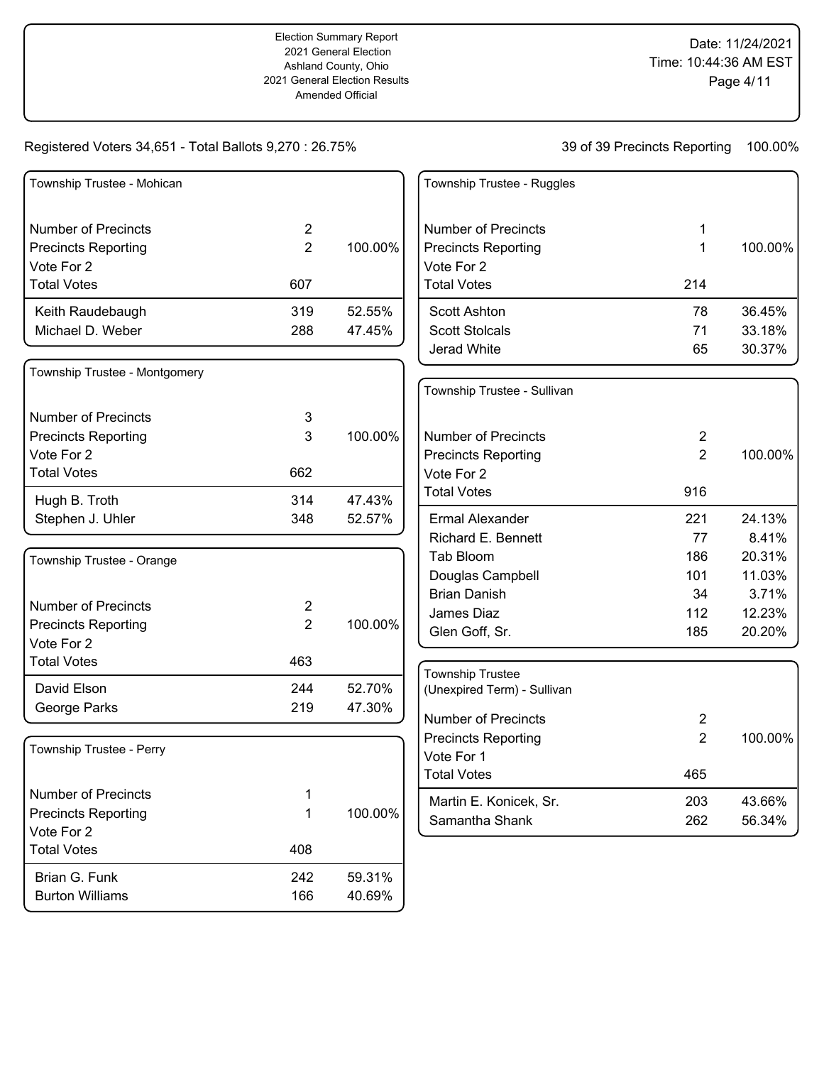Election Summary Report
2021 General Election
Ashland County, Ohio
2021 General Election Results
Amended Official

Date: 11/24/2021
Time: 10:44:36 AM EST

Registered Voters 34,651 - Total Ballots 9,270 : 26.75%

39 of 39 Precincts Reporting 100.00%

### Township Trustee - Mohican

| | | |
|---|---|---|
| Number of Precincts | 2 | |
| Precincts Reporting | 2 | 100.00% |
| Vote For 2 | | |
| Total Votes | 607 | |
| Keith Raudebaugh | 319 | 52.55% |
| Michael D. Weber | 288 | 47.45% |

### Township Trustee - Montgomery

| | | |
|---|---|---|
| Number of Precincts | 3 | |
| Precincts Reporting | 3 | 100.00% |
| Vote For 2 | | |
| Total Votes | 662 | |
| Hugh B. Troth | 314 | 47.43% |
| Stephen J. Uhler | 348 | 52.57% |

### Township Trustee - Orange

| | | |
|---|---|---|
| Number of Precincts | 2 | |
| Precincts Reporting | 2 | 100.00% |
| Vote For 2 | | |
| Total Votes | 463 | |
| David Elson | 244 | 52.70% |
| George Parks | 219 | 47.30% |

### Township Trustee - Perry

| | | |
|---|---|---|
| Number of Precincts | 1 | |
| Precincts Reporting | 1 | 100.00% |
| Vote For 2 | | |
| Total Votes | 408 | |
| Brian G. Funk | 242 | 59.31% |
| Burton Williams | 166 | 40.69% |

### Township Trustee - Ruggles

| | | |
|---|---|---|
| Number of Precincts | 1 | |
| Precincts Reporting | 1 | 100.00% |
| Vote For 2 | | |
| Total Votes | 214 | |
| Scott Ashton | 78 | 36.45% |
| Scott Stolcals | 71 | 33.18% |
| Jerad White | 65 | 30.37% |

### Township Trustee - Sullivan

| | | |
|---|---|---|
| Number of Precincts | 2 | |
| Precincts Reporting | 2 | 100.00% |
| Vote For 2 | | |
| Total Votes | 916 | |
| Ermal Alexander | 221 | 24.13% |
| Richard E. Bennett | 77 | 8.41% |
| Tab Bloom | 186 | 20.31% |
| Douglas Campbell | 101 | 11.03% |
| Brian Danish | 34 | 3.71% |
| James Diaz | 112 | 12.23% |
| Glen Goff, Sr. | 185 | 20.20% |

### Township Trustee (Unexpired Term) - Sullivan

| | | |
|---|---|---|
| Number of Precincts | 2 | |
| Precincts Reporting | 2 | 100.00% |
| Vote For 1 | | |
| Total Votes | 465 | |
| Martin E. Konicek, Sr. | 203 | 43.66% |
| Samantha Shank | 262 | 56.34% |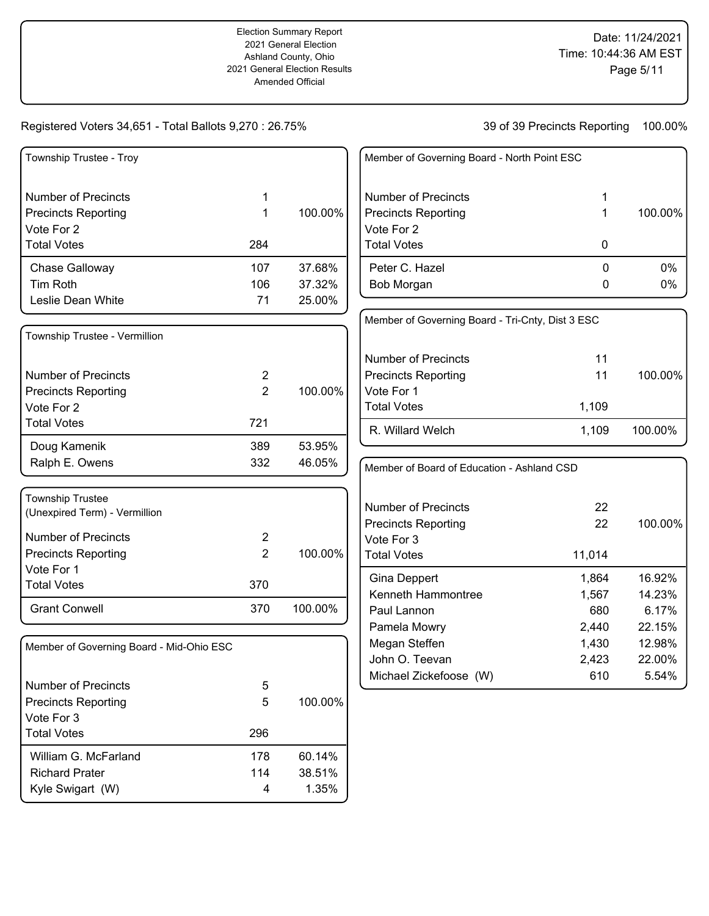Election Summary Report
2021 General Election
Ashland County, Ohio
2021 General Election Results
Amended Official

Date: 11/24/2021
Time: 10:44:36 AM EST

Registered Voters 34,651 - Total Ballots 9,270 : 26.75%

39 of 39 Precincts Reporting 100.00%

### Township Trustee - Troy

| | | |
|---|---|---|
| Number of Precincts | 1 | |
| Precincts Reporting | 1 | 100.00% |
| Vote For 2 | | |
| Total Votes | 284 | |
| Chase Galloway | 107 | 37.68% |
| Tim Roth | 106 | 37.32% |
| Leslie Dean White | 71 | 25.00% |

### Township Trustee - Vermillion

| | | |
|---|---|---|
| Number of Precincts | 2 | |
| Precincts Reporting | 2 | 100.00% |
| Vote For 2 | | |
| Total Votes | 721 | |
| Doug Kamenik | 389 | 53.95% |
| Ralph E. Owens | 332 | 46.05% |

### Township Trustee (Unexpired Term) - Vermillion

| | | |
|---|---|---|
| Number of Precincts | 2 | |
| Precincts Reporting | 2 | 100.00% |
| Vote For 1 | | |
| Total Votes | 370 | |
| Grant Conwell | 370 | 100.00% |

### Member of Governing Board - Mid-Ohio ESC

| | | |
|---|---|---|
| Number of Precincts | 5 | |
| Precincts Reporting | 5 | 100.00% |
| Vote For 3 | | |
| Total Votes | 296 | |
| William G. McFarland | 178 | 60.14% |
| Richard Prater | 114 | 38.51% |
| Kyle Swigart (W) | 4 | 1.35% |

### Member of Governing Board - North Point ESC

| | | |
|---|---|---|
| Number of Precincts | 1 | |
| Precincts Reporting | 1 | 100.00% |
| Vote For 2 | | |
| Total Votes | 0 | |
| Peter C. Hazel | 0 | 0% |
| Bob Morgan | 0 | 0% |

### Member of Governing Board - Tri-Cnty, Dist 3 ESC

| | | |
|---|---|---|
| Number of Precincts | 11 | |
| Precincts Reporting | 11 | 100.00% |
| Vote For 1 | | |
| Total Votes | 1,109 | |
| R. Willard Welch | 1,109 | 100.00% |

### Member of Board of Education - Ashland CSD

| | | |
|---|---|---|
| Number of Precincts | 22 | |
| Precincts Reporting | 22 | 100.00% |
| Vote For 3 | | |
| Total Votes | 11,014 | |
| Gina Deppert | 1,864 | 16.92% |
| Kenneth Hammontree | 1,567 | 14.23% |
| Paul Lannon | 680 | 6.17% |
| Pamela Mowry | 2,440 | 22.15% |
| Megan Steffen | 1,430 | 12.98% |
| John O. Teevan | 2,423 | 22.00% |
| Michael Zickefoose (W) | 610 | 5.54% |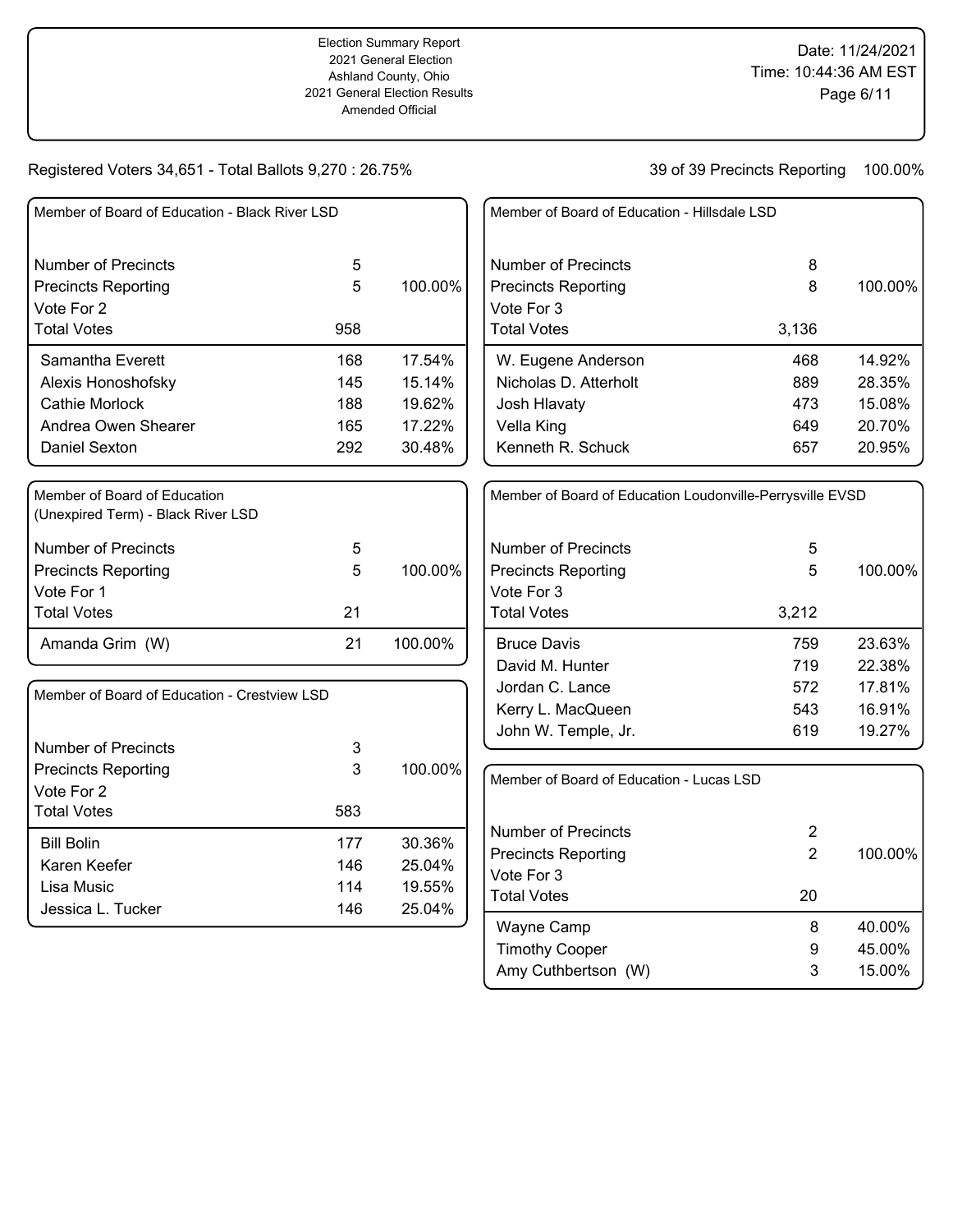Election Summary Report
2021 General Election
Ashland County, Ohio
2021 General Election Results
Amended Official

Date: 11/24/2021
Time: 10:44:36 AM EST

Registered Voters 34,651 - Total Ballots 9,270 : 26.75%

39 of 39 Precincts Reporting 100.00%

### Member of Board of Education - Black River LSD

| | | |
|---|---|---|
| Number of Precincts | 5 | |
| Precincts Reporting | 5 | 100.00% |
| Vote For 2 | | |
| Total Votes | 958 | |
| Samantha Everett | 168 | 17.54% |
| Alexis Honoshofsky | 145 | 15.14% |
| Cathie Morlock | 188 | 19.62% |
| Andrea Owen Shearer | 165 | 17.22% |
| Daniel Sexton | 292 | 30.48% |

### Member of Board of Education (Unexpired Term) - Black River LSD

| | | |
|---|---|---|
| Number of Precincts | 5 | |
| Precincts Reporting | 5 | 100.00% |
| Vote For 1 | | |
| Total Votes | 21 | |
| Amanda Grim (W) | 21 | 100.00% |

### Member of Board of Education - Crestview LSD

| | | |
|---|---|---|
| Number of Precincts | 3 | |
| Precincts Reporting | 3 | 100.00% |
| Vote For 2 | | |
| Total Votes | 583 | |
| Bill Bolin | 177 | 30.36% |
| Karen Keefer | 146 | 25.04% |
| Lisa Music | 114 | 19.55% |
| Jessica L. Tucker | 146 | 25.04% |

### Member of Board of Education - Hillsdale LSD

| | | |
|---|---|---|
| Number of Precincts | 8 | |
| Precincts Reporting | 8 | 100.00% |
| Vote For 3 | | |
| Total Votes | 3,136 | |
| W. Eugene Anderson | 468 | 14.92% |
| Nicholas D. Atterholt | 889 | 28.35% |
| Josh Hlavaty | 473 | 15.08% |
| Vella King | 649 | 20.70% |
| Kenneth R. Schuck | 657 | 20.95% |

### Member of Board of Education Loudonville-Perrysville EVSD

| | | |
|---|---|---|
| Number of Precincts | 5 | |
| Precincts Reporting | 5 | 100.00% |
| Vote For 3 | | |
| Total Votes | 3,212 | |
| Bruce Davis | 759 | 23.63% |
| David M. Hunter | 719 | 22.38% |
| Jordan C. Lance | 572 | 17.81% |
| Kerry L. MacQueen | 543 | 16.91% |
| John W. Temple, Jr. | 619 | 19.27% |

### Member of Board of Education - Lucas LSD

| | | |
|---|---|---|
| Number of Precincts | 2 | |
| Precincts Reporting | 2 | 100.00% |
| Vote For 3 | | |
| Total Votes | 20 | |
| Wayne Camp | 8 | 40.00% |
| Timothy Cooper | 9 | 45.00% |
| Amy Cuthbertson (W) | 3 | 15.00% |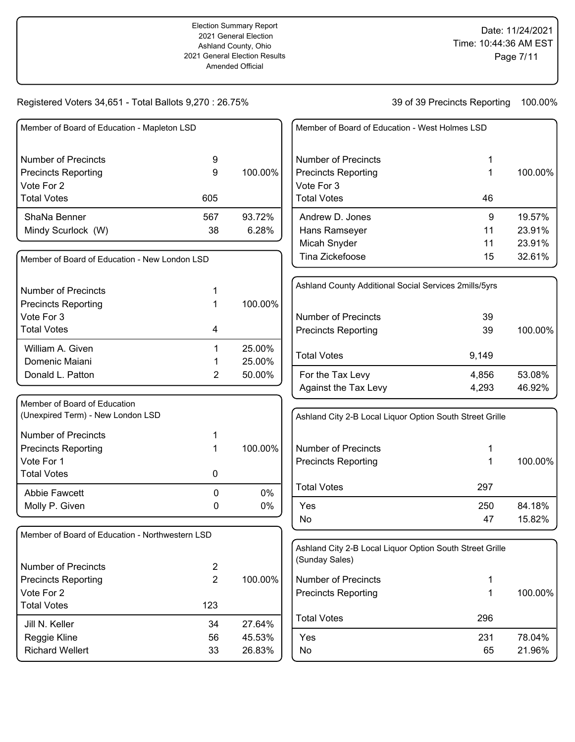Election Summary Report
2021 General Election
Ashland County, Ohio
2021 General Election Results
Amended Official

Date: 11/24/2021
Time: 10:44:36 AM EST

Registered Voters 34,651 - Total Ballots 9,270 : 26.75%

39 of 39 Precincts Reporting 100.00%

### Member of Board of Education - Mapleton LSD

| | | |
|---|---|---|
| Number of Precincts | 9 | |
| Precincts Reporting | 9 | 100.00% |
| Vote For 2 | | |
| Total Votes | 605 | |
| ShaNa Benner | 567 | 93.72% |
| Mindy Scurlock (W) | 38 | 6.28% |

### Member of Board of Education - New London LSD

| | | |
|---|---|---|
| Number of Precincts | 1 | |
| Precincts Reporting | 1 | 100.00% |
| Vote For 3 | | |
| Total Votes | 4 | |
| William A. Given | 1 | 25.00% |
| Domenic Maiani | 1 | 25.00% |
| Donald L. Patton | 2 | 50.00% |

### Member of Board of Education (Unexpired Term) - New London LSD

| | | |
|---|---|---|
| Number of Precincts | 1 | |
| Precincts Reporting | 1 | 100.00% |
| Vote For 1 | | |
| Total Votes | 0 | |
| Abbie Fawcett | 0 | 0% |
| Molly P. Given | 0 | 0% |

### Member of Board of Education - Northwestern LSD

| | | |
|---|---|---|
| Number of Precincts | 2 | |
| Precincts Reporting | 2 | 100.00% |
| Vote For 2 | | |
| Total Votes | 123 | |
| Jill N. Keller | 34 | 27.64% |
| Reggie Kline | 56 | 45.53% |
| Richard Wellert | 33 | 26.83% |

### Member of Board of Education - West Holmes LSD

| | | |
|---|---|---|
| Number of Precincts | 1 | |
| Precincts Reporting | 1 | 100.00% |
| Vote For 3 | | |
| Total Votes | 46 | |
| Andrew D. Jones | 9 | 19.57% |
| Hans Ramseyer | 11 | 23.91% |
| Micah Snyder | 11 | 23.91% |
| Tina Zickefoose | 15 | 32.61% |

### Ashland County Additional Social Services 2mills/5yrs

| | | |
|---|---|---|
| Number of Precincts | 39 | |
| Precincts Reporting | 39 | 100.00% |
| Total Votes | 9,149 | |
| For the Tax Levy | 4,856 | 53.08% |
| Against the Tax Levy | 4,293 | 46.92% |

### Ashland City 2-B Local Liquor Option South Street Grille

| | | |
|---|---|---|
| Number of Precincts | 1 | |
| Precincts Reporting | 1 | 100.00% |
| Total Votes | 297 | |
| Yes | 250 | 84.18% |
| No | 47 | 15.82% |

### Ashland City 2-B Local Liquor Option South Street Grille (Sunday Sales)

| | | |
|---|---|---|
| Number of Precincts | 1 | |
| Precincts Reporting | 1 | 100.00% |
| Total Votes | 296 | |
| Yes | 231 | 78.04% |
| No | 65 | 21.96% |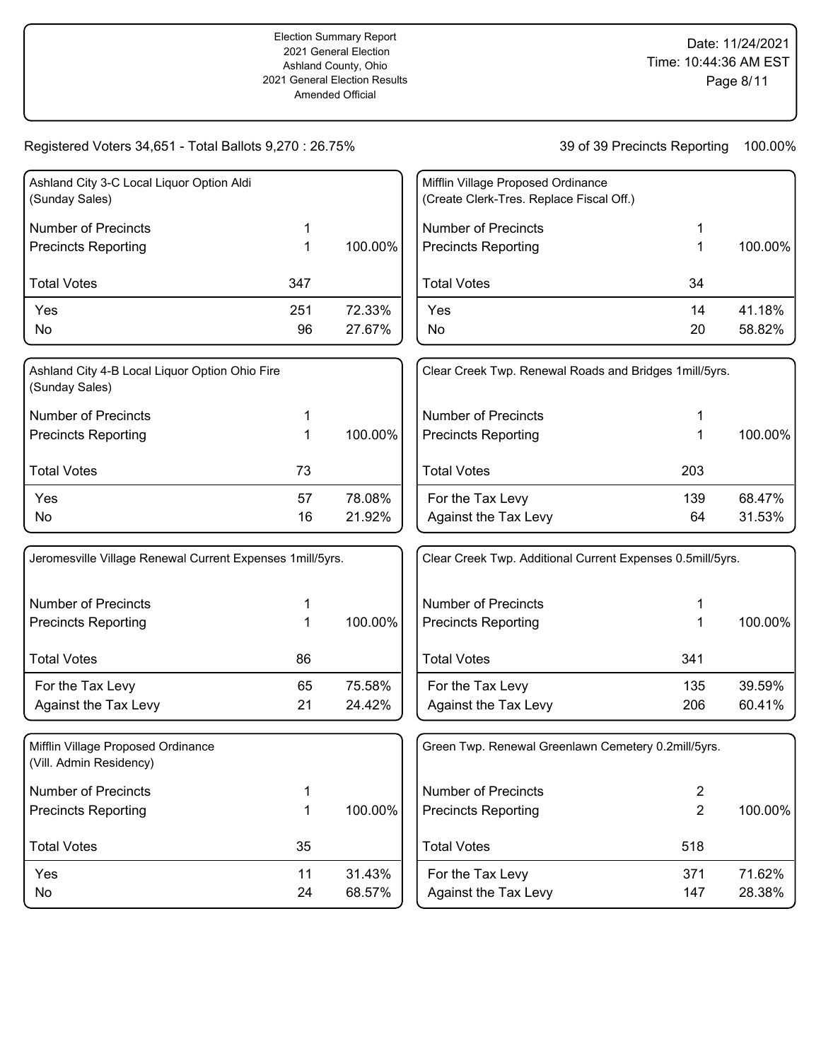Registered Voters 34,651 - Total Ballots 9,270 : 26.75%

39 of 39 Precincts Reporting 100.00%

### Ashland City 3-C Local Liquor Option Aldi (Sunday Sales)

| | | |
|---|---|---|
| Number of Precincts | 1 | |
| Precincts Reporting | 1 | 100.00% |
| Total Votes | 347 | |
| Yes | 251 | 72.33% |
| No | 96 | 27.67% |

### Ashland City 4-B Local Liquor Option Ohio Fire (Sunday Sales)

| | | |
|---|---|---|
| Number of Precincts | 1 | |
| Precincts Reporting | 1 | 100.00% |
| Total Votes | 73 | |
| Yes | 57 | 78.08% |
| No | 16 | 21.92% |

### Jeromesville Village Renewal Current Expenses 1mill/5yrs.

| | | |
|---|---|---|
| Number of Precincts | 1 | |
| Precincts Reporting | 1 | 100.00% |
| Total Votes | 86 | |
| For the Tax Levy | 65 | 75.58% |
| Against the Tax Levy | 21 | 24.42% |

### Mifflin Village Proposed Ordinance (Vill. Admin Residency)

| | | |
|---|---|---|
| Number of Precincts | 1 | |
| Precincts Reporting | 1 | 100.00% |
| Total Votes | 35 | |
| Yes | 11 | 31.43% |
| No | 24 | 68.57% |

### Mifflin Village Proposed Ordinance (Create Clerk-Tres. Replace Fiscal Off.)

| | | |
|---|---|---|
| Number of Precincts | 1 | |
| Precincts Reporting | 1 | 100.00% |
| Total Votes | 34 | |
| Yes | 14 | 41.18% |
| No | 20 | 58.82% |

### Clear Creek Twp. Renewal Roads and Bridges 1mill/5yrs.

| | | |
|---|---|---|
| Number of Precincts | 1 | |
| Precincts Reporting | 1 | 100.00% |
| Total Votes | 203 | |
| For the Tax Levy | 139 | 68.47% |
| Against the Tax Levy | 64 | 31.53% |

### Clear Creek Twp. Additional Current Expenses 0.5mill/5yrs.

| | | |
|---|---|---|
| Number of Precincts | 1 | |
| Precincts Reporting | 1 | 100.00% |
| Total Votes | 341 | |
| For the Tax Levy | 135 | 39.59% |
| Against the Tax Levy | 206 | 60.41% |

### Green Twp. Renewal Greenlawn Cemetery 0.2mill/5yrs.

| | | |
|---|---|---|
| Number of Precincts | 2 | |
| Precincts Reporting | 2 | 100.00% |
| Total Votes | 518 | |
| For the Tax Levy | 371 | 71.62% |
| Against the Tax Levy | 147 | 28.38% |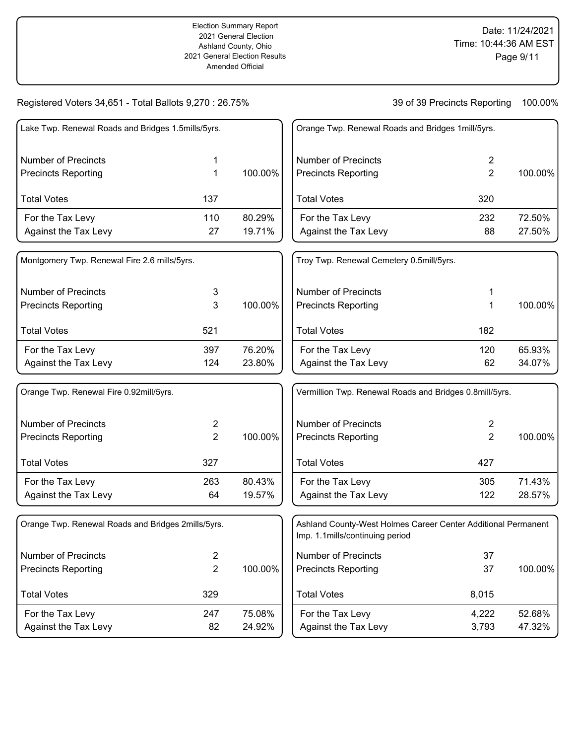Registered Voters 34,651 - Total Ballots 9,270 : 26.75%

39 of 39 Precincts Reporting 100.00%

### Lake Twp. Renewal Roads and Bridges 1.5mills/5yrs.

| | | |
|---|---|---|
| Number of Precincts | 1 | |
| Precincts Reporting | 1 | 100.00% |
| Total Votes | 137 | |
| For the Tax Levy | 110 | 80.29% |
| Against the Tax Levy | 27 | 19.71% |

### Montgomery Twp. Renewal Fire 2.6 mills/5yrs.

| | | |
|---|---|---|
| Number of Precincts | 3 | |
| Precincts Reporting | 3 | 100.00% |
| Total Votes | 521 | |
| For the Tax Levy | 397 | 76.20% |
| Against the Tax Levy | 124 | 23.80% |

### Orange Twp. Renewal Fire 0.92mill/5yrs.

| | | |
|---|---|---|
| Number of Precincts | 2 | |
| Precincts Reporting | 2 | 100.00% |
| Total Votes | 327 | |
| For the Tax Levy | 263 | 80.43% |
| Against the Tax Levy | 64 | 19.57% |

### Orange Twp. Renewal Roads and Bridges 2mills/5yrs.

| | | |
|---|---|---|
| Number of Precincts | 2 | |
| Precincts Reporting | 2 | 100.00% |
| Total Votes | 329 | |
| For the Tax Levy | 247 | 75.08% |
| Against the Tax Levy | 82 | 24.92% |

### Orange Twp. Renewal Roads and Bridges 1mill/5yrs.

| | | |
|---|---|---|
| Number of Precincts | 2 | |
| Precincts Reporting | 2 | 100.00% |
| Total Votes | 320 | |
| For the Tax Levy | 232 | 72.50% |
| Against the Tax Levy | 88 | 27.50% |

### Troy Twp. Renewal Cemetery 0.5mill/5yrs.

| | | |
|---|---|---|
| Number of Precincts | 1 | |
| Precincts Reporting | 1 | 100.00% |
| Total Votes | 182 | |
| For the Tax Levy | 120 | 65.93% |
| Against the Tax Levy | 62 | 34.07% |

### Vermillion Twp. Renewal Roads and Bridges 0.8mill/5yrs.

| | | |
|---|---|---|
| Number of Precincts | 2 | |
| Precincts Reporting | 2 | 100.00% |
| Total Votes | 427 | |
| For the Tax Levy | 305 | 71.43% |
| Against the Tax Levy | 122 | 28.57% |

### Ashland County-West Holmes Career Center Additional Permanent Imp. 1.1mills/continuing period

| | | |
|---|---|---|
| Number of Precincts | 37 | |
| Precincts Reporting | 37 | 100.00% |
| Total Votes | 8,015 | |
| For the Tax Levy | 4,222 | 52.68% |
| Against the Tax Levy | 3,793 | 47.32% |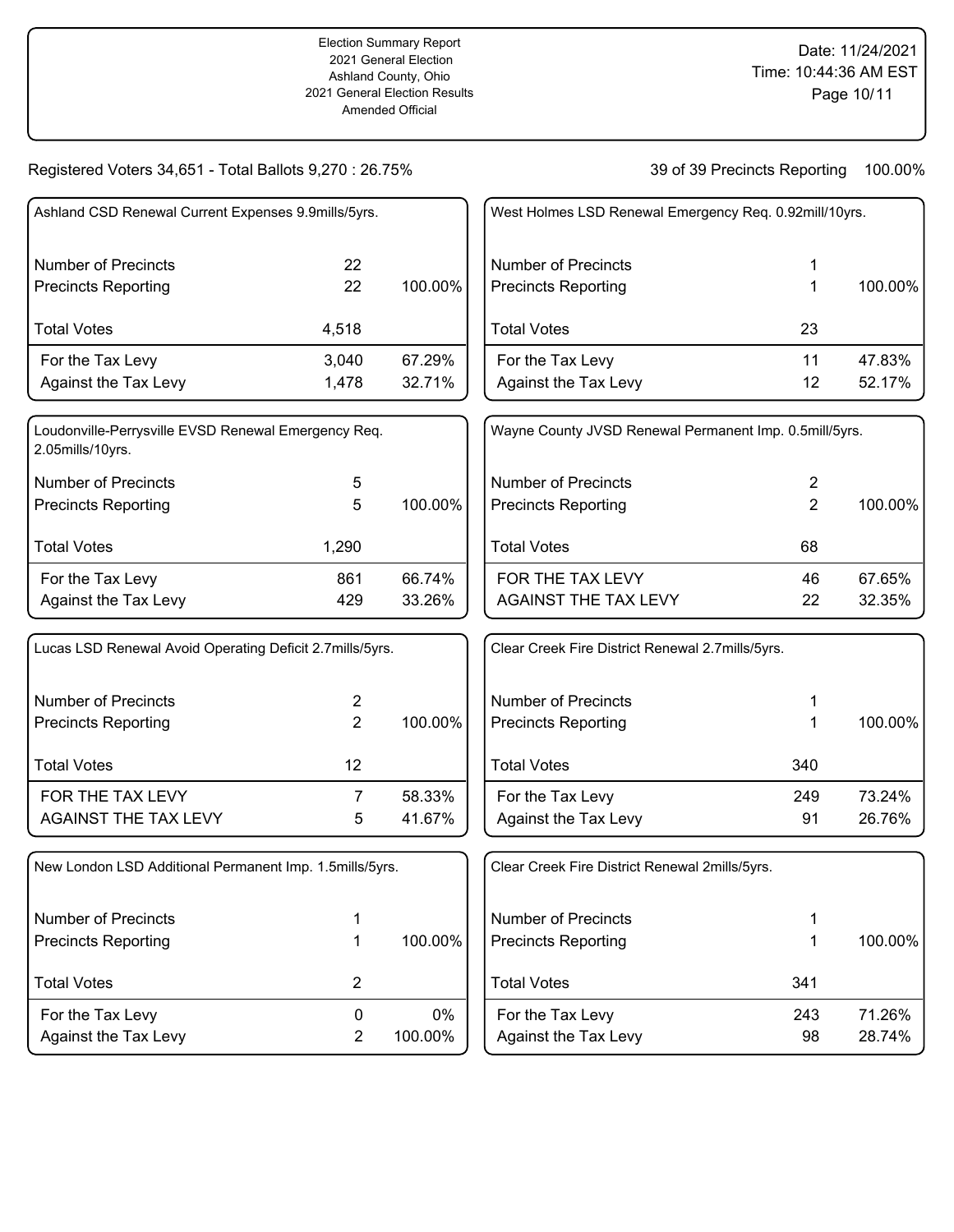Election Summary Report
2021 General Election
Ashland County, Ohio
2021 General Election Results
Amended Official

Date: 11/24/2021
Time: 10:44:36 AM EST

Registered Voters 34,651 - Total Ballots 9,270 : 26.75%

39 of 39 Precincts Reporting 100.00%

### Ashland CSD Renewal Current Expenses 9.9mills/5yrs.

| | | |
|---|---|---|
| Number of Precincts | 22 | |
| Precincts Reporting | 22 | 100.00% |
| Total Votes | 4,518 | |
| For the Tax Levy | 3,040 | 67.29% |
| Against the Tax Levy | 1,478 | 32.71% |

### Loudonville-Perrysville EVSD Renewal Emergency Req. 2.05mills/10yrs.

| | | |
|---|---|---|
| Number of Precincts | 5 | |
| Precincts Reporting | 5 | 100.00% |
| Total Votes | 1,290 | |
| For the Tax Levy | 861 | 66.74% |
| Against the Tax Levy | 429 | 33.26% |

### Lucas LSD Renewal Avoid Operating Deficit 2.7mills/5yrs.

| | | |
|---|---|---|
| Number of Precincts | 2 | |
| Precincts Reporting | 2 | 100.00% |
| Total Votes | 12 | |
| FOR THE TAX LEVY | 7 | 58.33% |
| AGAINST THE TAX LEVY | 5 | 41.67% |

### New London LSD Additional Permanent Imp. 1.5mills/5yrs.

| | | |
|---|---|---|
| Number of Precincts | 1 | |
| Precincts Reporting | 1 | 100.00% |
| Total Votes | 2 | |
| For the Tax Levy | 0 | 0% |
| Against the Tax Levy | 2 | 100.00% |

### West Holmes LSD Renewal Emergency Req. 0.92mill/10yrs.

| | | |
|---|---|---|
| Number of Precincts | 1 | |
| Precincts Reporting | 1 | 100.00% |
| Total Votes | 23 | |
| For the Tax Levy | 11 | 47.83% |
| Against the Tax Levy | 12 | 52.17% |

### Wayne County JVSD Renewal Permanent Imp. 0.5mill/5yrs.

| | | |
|---|---|---|
| Number of Precincts | 2 | |
| Precincts Reporting | 2 | 100.00% |
| Total Votes | 68 | |
| FOR THE TAX LEVY | 46 | 67.65% |
| AGAINST THE TAX LEVY | 22 | 32.35% |

### Clear Creek Fire District Renewal 2.7mills/5yrs.

| | | |
|---|---|---|
| Number of Precincts | 1 | |
| Precincts Reporting | 1 | 100.00% |
| Total Votes | 340 | |
| For the Tax Levy | 249 | 73.24% |
| Against the Tax Levy | 91 | 26.76% |

### Clear Creek Fire District Renewal 2mills/5yrs.

| | | |
|---|---|---|
| Number of Precincts | 1 | |
| Precincts Reporting | 1 | 100.00% |
| Total Votes | 341 | |
| For the Tax Levy | 243 | 71.26% |
| Against the Tax Levy | 98 | 28.74% |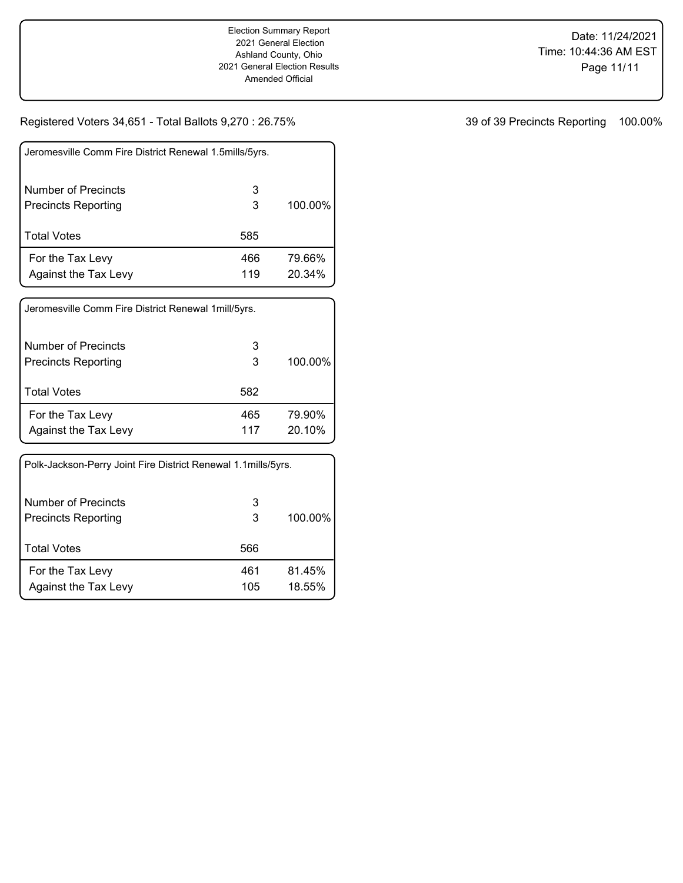Registered Voters 34,651 - Total Ballots 9,270 : 26.75%

39 of 39 Precincts Reporting 100.00%

| Jeromesville Comm Fire District Renewal 1.5mills/5yrs. | | |
|---|---|---|
| Number of Precincts | 3 | |
| Precincts Reporting | 3 | 100.00% |
| Total Votes | 585 | |
| For the Tax Levy | 466 | 79.66% |
| Against the Tax Levy | 119 | 20.34% |

| Jeromesville Comm Fire District Renewal 1mill/5yrs. | | |
|---|---|---|
| Number of Precincts | 3 | |
| Precincts Reporting | 3 | 100.00% |
| Total Votes | 582 | |
| For the Tax Levy | 465 | 79.90% |
| Against the Tax Levy | 117 | 20.10% |

| Polk-Jackson-Perry Joint Fire District Renewal 1.1mills/5yrs. | | |
|---|---|---|
| Number of Precincts | 3 | |
| Precincts Reporting | 3 | 100.00% |
| Total Votes | 566 | |
| For the Tax Levy | 461 | 81.45% |
| Against the Tax Levy | 105 | 18.55% |